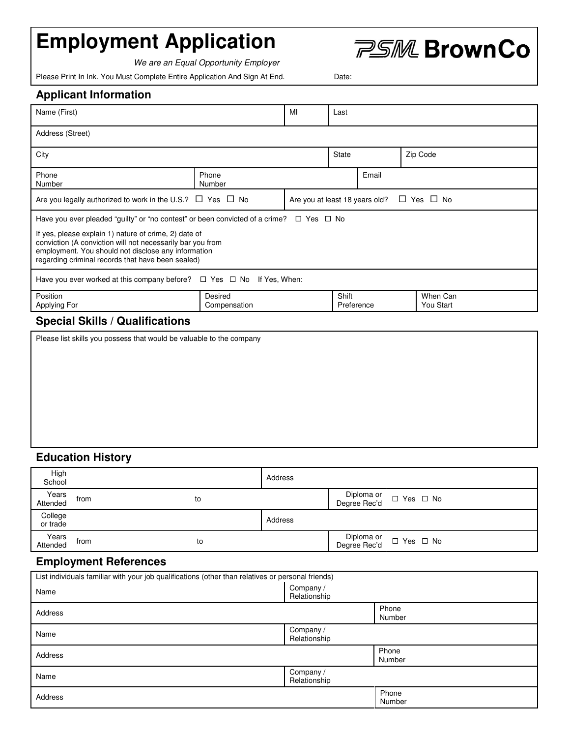# Employment Application

**PSM BrownCo**

*We are an Equal Opportunity Employer*

Please Print In Ink. You Must Complete Entire Application And Sign At End. Date:

## Applicant Information

| Name (First) | MI | Last | |
|---|---|---|---|
| Address (Street) | | | |
| City | State | Zip Code | |
| Phone Number | Phone Number | Email | |

Are you legally authorized to work in the U.S.? ☐ Yes ☐ No

Are you at least 18 years old? ☐ Yes ☐ No

Have you ever pleaded "guilty" or "no contest" or been convicted of a crime? ☐ Yes ☐ No

If yes, please explain 1) nature of crime, 2) date of conviction (A conviction will not necessarily bar you from employment. You should not disclose any information regarding criminal records that have been sealed)

Have you ever worked at this company before? ☐ Yes ☐ No If Yes, When:

| Position Applying For | Desired Compensation | Shift Preference | When Can You Start |
|---|---|---|---|
| | | | |

## Special Skills / Qualifications

Please list skills you possess that would be valuable to the company

## Education History

| High School | | Address | |
|---|---|---|---|
| Years Attended | from to | Diploma or Degree Rec'd | ☐ Yes ☐ No |
| College or trade | | Address | |
| Years Attended | from to | Diploma or Degree Rec'd | ☐ Yes ☐ No |

## Employment References

List individuals familiar with your job qualifications (other than relatives or personal friends)

| Name | Company / Relationship |
|---|---|
| Address | Phone Number |
| Name | Company / Relationship |
| Address | Phone Number |
| Name | Company / Relationship |
| Address | Phone Number |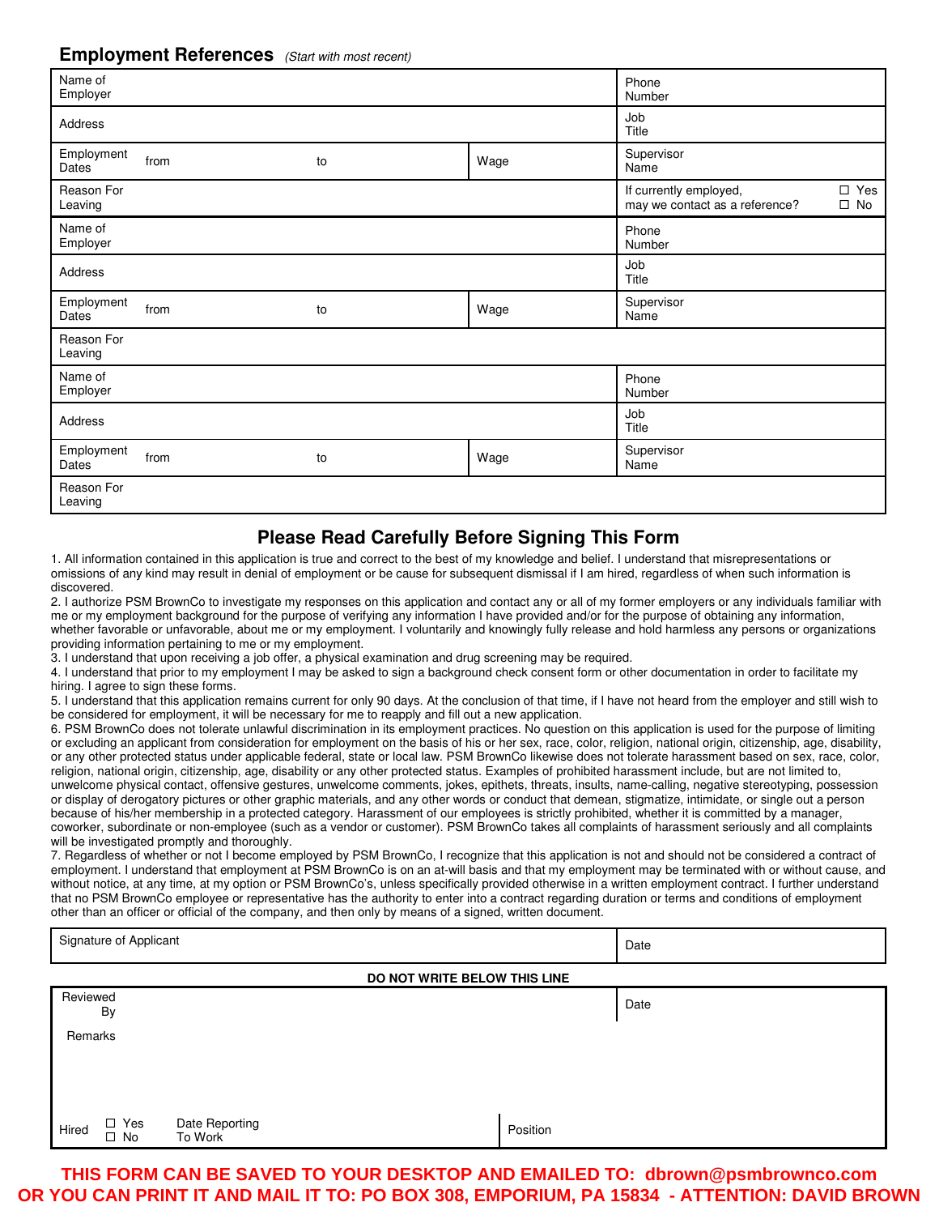## Employment References *(Start with most recent)*

| | | | |
|---|---|---|---|
| Name of Employer | | | Phone Number |
| Address | | | Job Title |
| Employment Dates from | to | Wage | Supervisor Name |
| Reason For Leaving | | | If currently employed, may we contact as a reference? ☐ Yes ☐ No |
| Name of Employer | | | Phone Number |
| Address | | | Job Title |
| Employment Dates from | to | Wage | Supervisor Name |
| Reason For Leaving | | | |
| Name of Employer | | | Phone Number |
| Address | | | Job Title |
| Employment Dates from | to | Wage | Supervisor Name |
| Reason For Leaving | | | |

## Please Read Carefully Before Signing This Form

1. All information contained in this application is true and correct to the best of my knowledge and belief. I understand that misrepresentations or omissions of any kind may result in denial of employment or be cause for subsequent dismissal if I am hired, regardless of when such information is discovered.
2. I authorize PSM BrownCo to investigate my responses on this application and contact any or all of my former employers or any individuals familiar with me or my employment background for the purpose of verifying any information I have provided and/or for the purpose of obtaining any information, whether favorable or unfavorable, about me or my employment. I voluntarily and knowingly fully release and hold harmless any persons or organizations providing information pertaining to me or my employment.
3. I understand that upon receiving a job offer, a physical examination and drug screening may be required.
4. I understand that prior to my employment I may be asked to sign a background check consent form or other documentation in order to facilitate my hiring. I agree to sign these forms.
5. I understand that this application remains current for only 90 days. At the conclusion of that time, if I have not heard from the employer and still wish to be considered for employment, it will be necessary for me to reapply and fill out a new application.
6. PSM BrownCo does not tolerate unlawful discrimination in its employment practices. No question on this application is used for the purpose of limiting or excluding an applicant from consideration for employment on the basis of his or her sex, race, color, religion, national origin, citizenship, age, disability, or any other protected status under applicable federal, state or local law. PSM BrownCo likewise does not tolerate harassment based on sex, race, color, religion, national origin, citizenship, age, disability or any other protected status. Examples of prohibited harassment include, but are not limited to, unwelcome physical contact, offensive gestures, unwelcome comments, jokes, epithets, threats, insults, name-calling, negative stereotyping, possession or display of derogatory pictures or other graphic materials, and any other words or conduct that demean, stigmatize, intimidate, or single out a person because of his/her membership in a protected category. Harassment of our employees is strictly prohibited, whether it is committed by a manager, coworker, subordinate or non-employee (such as a vendor or customer). PSM BrownCo takes all complaints of harassment seriously and all complaints will be investigated promptly and thoroughly.
7. Regardless of whether or not I become employed by PSM BrownCo, I recognize that this application is not and should not be considered a contract of employment. I understand that employment at PSM BrownCo is on an at-will basis and that my employment may be terminated with or without cause, and without notice, at any time, at my option or PSM BrownCo's, unless specifically provided otherwise in a written employment contract. I further understand that no PSM BrownCo employee or representative has the authority to enter into a contract regarding duration or terms and conditions of employment other than an officer or official of the company, and then only by means of a signed, written document.

| | |
|---|---|
| Signature of Applicant | Date |

**DO NOT WRITE BELOW THIS LINE**

| | |
|---|---|
| Reviewed By | Date |
| Remarks | |
| Hired ☐ Yes ☐ No Date Reporting To Work | Position |

**THIS FORM CAN BE SAVED TO YOUR DESKTOP AND EMAILED TO: dbrown@psmbrownco.com**
**OR YOU CAN PRINT IT AND MAIL IT TO: PO BOX 308, EMPORIUM, PA 15834 - ATTENTION: DAVID BROWN**